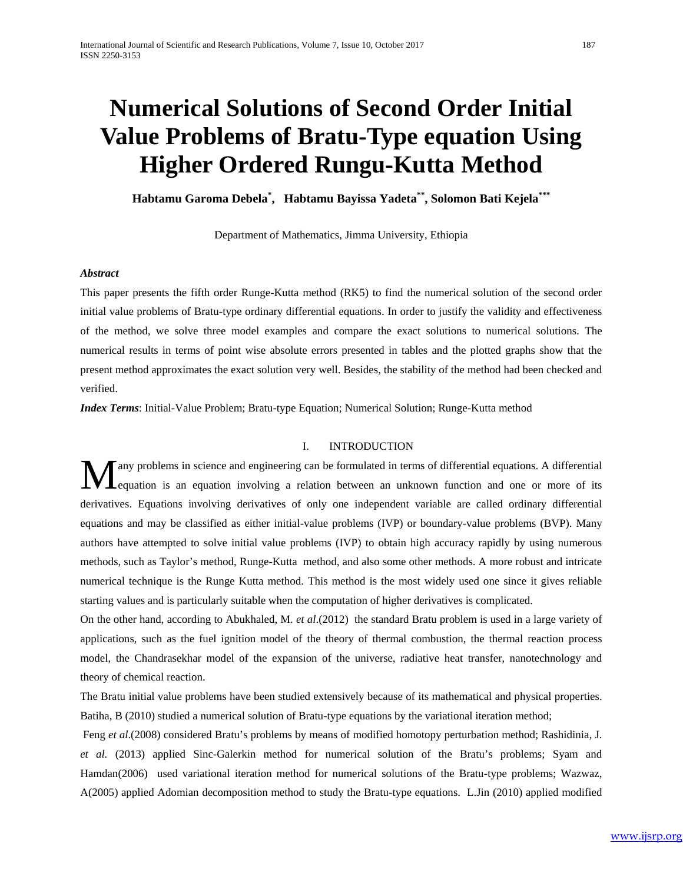# Numerical Solutions of Second Order Initial Value Problems of Bratu-Type equation Using Higher Ordered Rungu-Kutta Method

**Habtamu Garoma Debela[\*], Habtamu Bayissa Yadeta[\*\*], Solomon Bati Kejela[\*\*\*]**

Department of Mathematics, Jimma University, Ethiopia

***Abstract***

This paper presents the fifth order Runge-Kutta method (RK5) to find the numerical solution of the second order initial value problems of Bratu-type ordinary differential equations. In order to justify the validity and effectiveness of the method, we solve three model examples and compare the exact solutions to numerical solutions. The numerical results in terms of point wise absolute errors presented in tables and the plotted graphs show that the present method approximates the exact solution very well. Besides, the stability of the method had been checked and verified.

***Index Terms***: Initial-Value Problem; Bratu-type Equation; Numerical Solution; Runge-Kutta method

## I. INTRODUCTION

Many problems in science and engineering can be formulated in terms of differential equations. A differential equation is an equation involving a relation between an unknown function and one or more of its derivatives. Equations involving derivatives of only one independent variable are called ordinary differential equations and may be classified as either initial-value problems (IVP) or boundary-value problems (BVP). Many authors have attempted to solve initial value problems (IVP) to obtain high accuracy rapidly by using numerous methods, such as Taylor's method, Runge-Kutta method, and also some other methods. A more robust and intricate numerical technique is the Runge Kutta method. This method is the most widely used one since it gives reliable starting values and is particularly suitable when the computation of higher derivatives is complicated.

On the other hand, according to Abukhaled, M. *et al*.(2012) the standard Bratu problem is used in a large variety of applications, such as the fuel ignition model of the theory of thermal combustion, the thermal reaction process model, the Chandrasekhar model of the expansion of the universe, radiative heat transfer, nanotechnology and theory of chemical reaction.

The Bratu initial value problems have been studied extensively because of its mathematical and physical properties. Batiha, B (2010) studied a numerical solution of Bratu-type equations by the variational iteration method;

Feng *et al*.(2008) considered Bratu's problems by means of modified homotopy perturbation method; Rashidinia, J. *et al.* (2013) applied Sinc-Galerkin method for numerical solution of the Bratu's problems; Syam and Hamdan(2006) used variational iteration method for numerical solutions of the Bratu-type problems; Wazwaz, A(2005) applied Adomian decomposition method to study the Bratu-type equations. L.Jin (2010) applied modified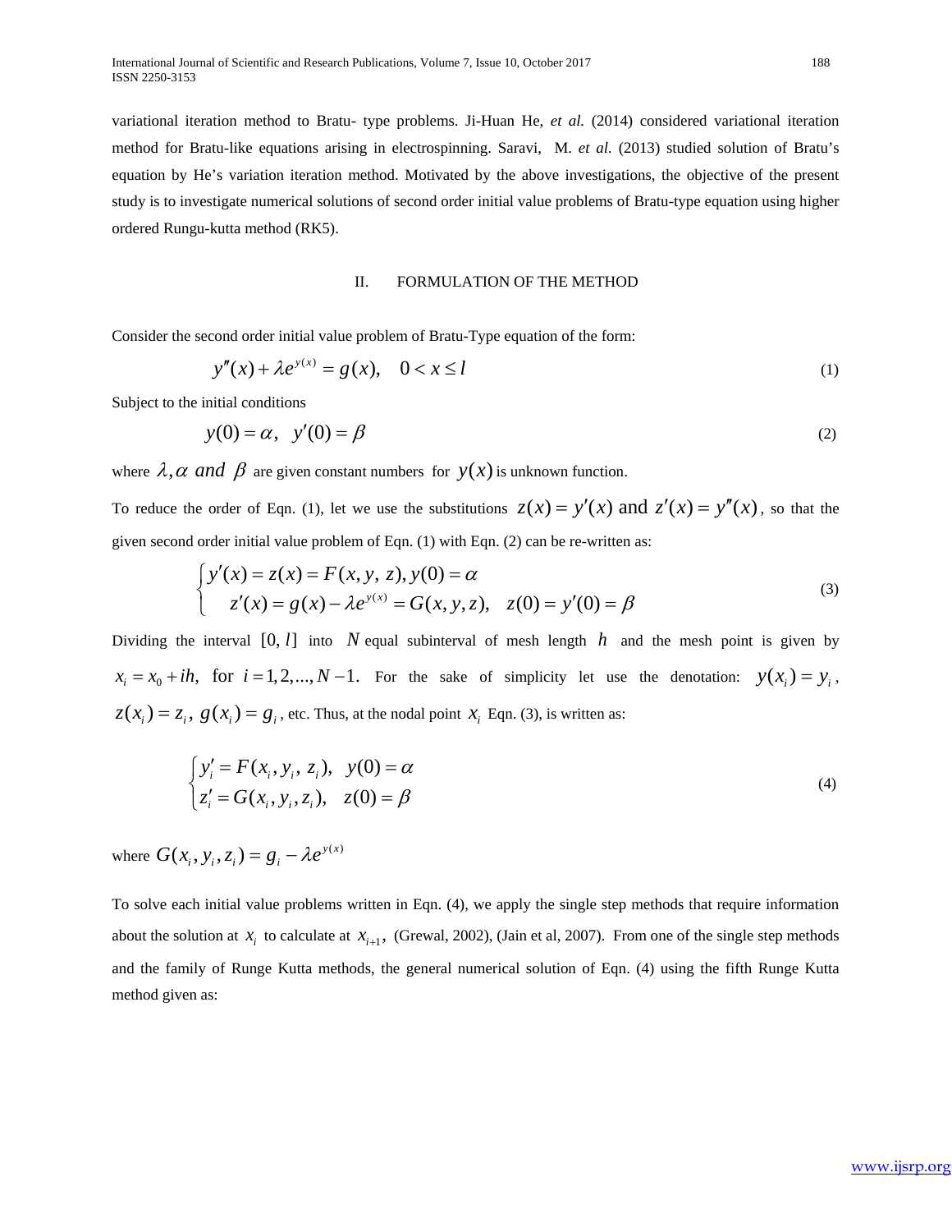variational iteration method to Bratu- type problems. Ji-Huan He, *et al.* (2014) considered variational iteration method for Bratu-like equations arising in electrospinning. Saravi, M. *et al.* (2013) studied solution of Bratu's equation by He's variation iteration method. Motivated by the above investigations, the objective of the present study is to investigate numerical solutions of second order initial value problems of Bratu-type equation using higher ordered Rungu-kutta method (RK5).

## II. FORMULATION OF THE METHOD

Consider the second order initial value problem of Bratu-Type equation of the form:

$$y''(x) + \lambda e^{y(x)} = g(x), \quad 0 < x \le l \tag{1}$$

Subject to the initial conditions

$$y(0) = \alpha, \quad y'(0) = \beta \tag{2}$$

where $\lambda, \alpha$ *and* $\beta$ are given constant numbers for $y(x)$ is unknown function.

To reduce the order of Eqn. (1), let we use the substitutions $z(x) = y'(x)$ and $z'(x) = y''(x)$, so that the given second order initial value problem of Eqn. (1) with Eqn. (2) can be re-written as:

$$\begin{cases} y'(x) = z(x) = F(x, y, z), y(0) = \alpha \\ \quad z'(x) = g(x) - \lambda e^{y(x)} = G(x, y, z), \quad z(0) = y'(0) = \beta \end{cases} \tag{3}$$

Dividing the interval $[0, l]$ into $N$ equal subinterval of mesh length $h$ and the mesh point is given by $x_i = x_0 + ih,$ for $i = 1, 2, ..., N-1.$ For the sake of simplicity let use the denotation: $y(x_i) = y_i$, $z(x_i) = z_i$, $g(x_i) = g_i$, etc. Thus, at the nodal point $x_i$ Eqn. (3), is written as:

$$\begin{cases} y_i' = F(x_i, y_i, z_i), \quad y(0) = \alpha \\ z_i' = G(x_i, y_i, z_i), \quad z(0) = \beta \end{cases} \tag{4}$$

where $G(x_i, y_i, z_i) = g_i - \lambda e^{y(x)}$

To solve each initial value problems written in Eqn. (4), we apply the single step methods that require information about the solution at $x_i$ to calculate at $x_{i+1}$, (Grewal, 2002), (Jain et al, 2007). From one of the single step methods and the family of Runge Kutta methods, the general numerical solution of Eqn. (4) using the fifth Runge Kutta method given as: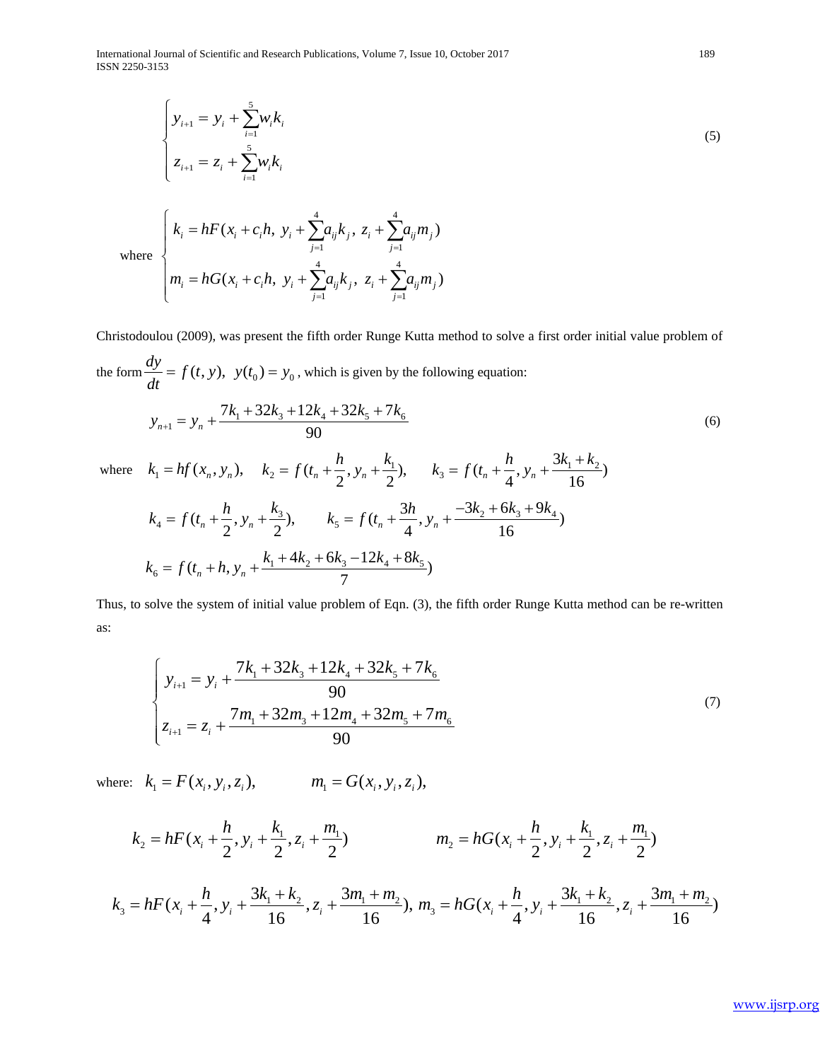$$
\begin{cases}
y_{i+1} = y_i + \sum_{i=1}^{5} w_i k_i \\
z_{i+1} = z_i + \sum_{i=1}^{5} w_i k_i
\end{cases}
\tag{5}
$$

$$
\text{where} \quad
\begin{cases}
k_i = hF(x_i + c_i h,\ y_i + \sum_{j=1}^{4} a_{ij} k_j,\ z_i + \sum_{j=1}^{4} a_{ij} m_j) \\
m_i = hG(x_i + c_i h,\ y_i + \sum_{j=1}^{4} a_{ij} k_j,\ z_i + \sum_{j=1}^{4} a_{ij} m_j)
\end{cases}
$$

Christodoulou (2009), was present the fifth order Runge Kutta method to solve a first order initial value problem of the form $\frac{dy}{dt} = f(t, y),\ y(t_0) = y_0$, which is given by the following equation:

$$
y_{n+1} = y_n + \frac{7k_1 + 32k_3 + 12k_4 + 32k_5 + 7k_6}{90} \tag{6}
$$

where $k_1 = hf(x_n, y_n)$, $\quad k_2 = f(t_n + \frac{h}{2}, y_n + \frac{k_1}{2})$, $\quad k_3 = f(t_n + \frac{h}{4}, y_n + \frac{3k_1 + k_2}{16})$

$$
k_4 = f(t_n + \frac{h}{2}, y_n + \frac{k_3}{2}), \qquad k_5 = f(t_n + \frac{3h}{4}, y_n + \frac{-3k_2 + 6k_3 + 9k_4}{16})
$$

$$
k_6 = f(t_n + h, y_n + \frac{k_1 + 4k_2 + 6k_3 - 12k_4 + 8k_5}{7})
$$

Thus, to solve the system of initial value problem of Eqn. (3), the fifth order Runge Kutta method can be re-written as:

$$
\begin{cases}
y_{i+1} = y_i + \frac{7k_1 + 32k_3 + 12k_4 + 32k_5 + 7k_6}{90} \\
z_{i+1} = z_i + \frac{7m_1 + 32m_3 + 12m_4 + 32m_5 + 7m_6}{90}
\end{cases}
\tag{7}
$$

where: $k_1 = F(x_i, y_i, z_i)$, $\qquad m_1 = G(x_i, y_i, z_i)$,

$$
k_2 = hF(x_i + \frac{h}{2}, y_i + \frac{k_1}{2}, z_i + \frac{m_1}{2}) \qquad m_2 = hG(x_i + \frac{h}{2}, y_i + \frac{k_1}{2}, z_i + \frac{m_1}{2})
$$

$$
k_3 = hF(x_i + \frac{h}{4}, y_i + \frac{3k_1 + k_2}{16}, z_i + \frac{3m_1 + m_2}{16}),\ m_3 = hG(x_i + \frac{h}{4}, y_i + \frac{3k_1 + k_2}{16}, z_i + \frac{3m_1 + m_2}{16})
$$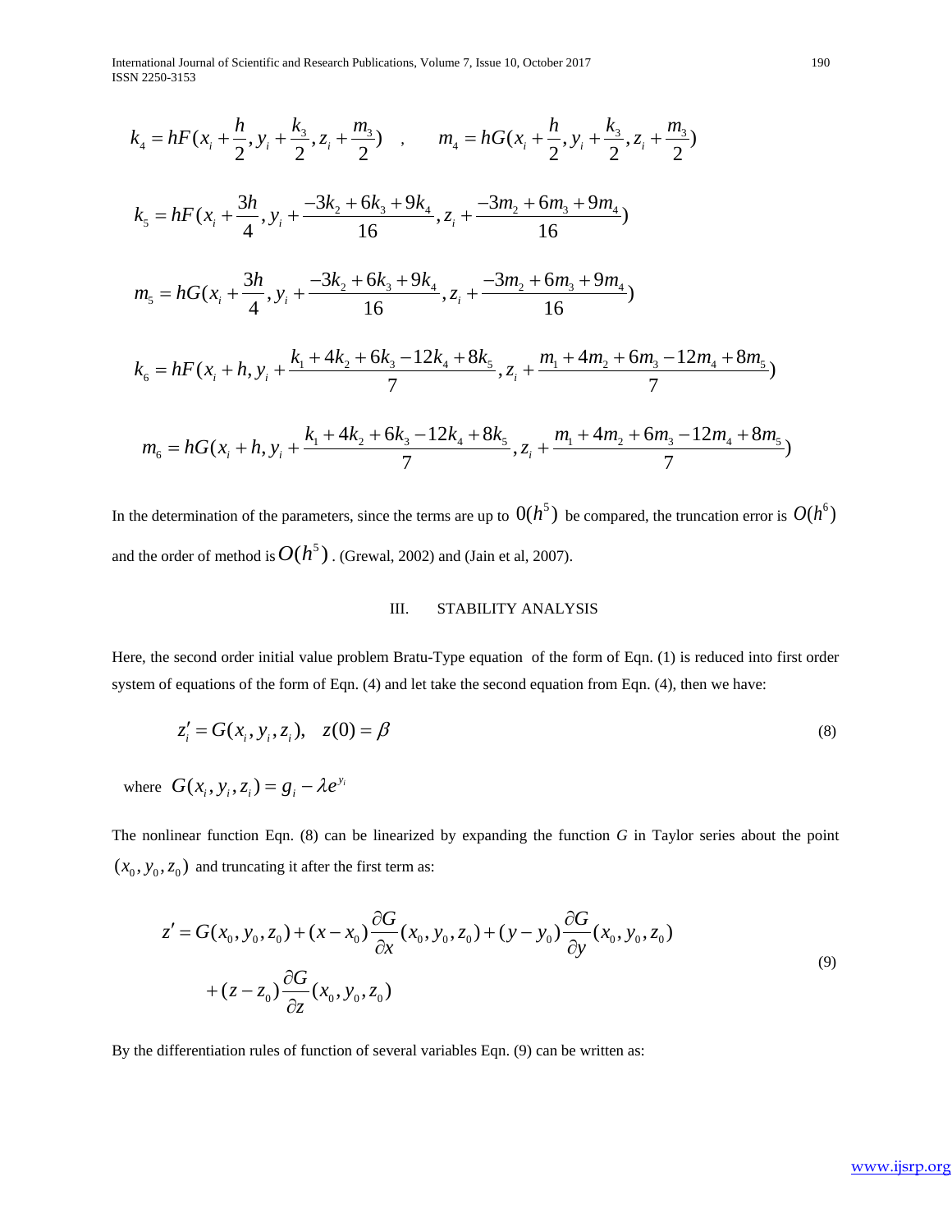$$k_4 = hF(x_i + \frac{h}{2}, y_i + \frac{k_3}{2}, z_i + \frac{m_3}{2}) \quad , \qquad m_4 = hG(x_i + \frac{h}{2}, y_i + \frac{k_3}{2}, z_i + \frac{m_3}{2})$$

$$k_5 = hF(x_i + \frac{3h}{4}, y_i + \frac{-3k_2 + 6k_3 + 9k_4}{16}, z_i + \frac{-3m_2 + 6m_3 + 9m_4}{16})$$

$$m_5 = hG(x_i + \frac{3h}{4}, y_i + \frac{-3k_2 + 6k_3 + 9k_4}{16}, z_i + \frac{-3m_2 + 6m_3 + 9m_4}{16})$$

$$k_6 = hF(x_i + h, y_i + \frac{k_1 + 4k_2 + 6k_3 - 12k_4 + 8k_5}{7}, z_i + \frac{m_1 + 4m_2 + 6m_3 - 12m_4 + 8m_5}{7})$$

$$m_6 = hG(x_i + h, y_i + \frac{k_1 + 4k_2 + 6k_3 - 12k_4 + 8k_5}{7}, z_i + \frac{m_1 + 4m_2 + 6m_3 - 12m_4 + 8m_5}{7})$$

In the determination of the parameters, since the terms are up to $0(h^5)$ be compared, the truncation error is $O(h^6)$ and the order of method is $O(h^5)$. (Grewal, 2002) and (Jain et al, 2007).

## III. STABILITY ANALYSIS

Here, the second order initial value problem Bratu-Type equation of the form of Eqn. (1) is reduced into first order system of equations of the form of Eqn. (4) and let take the second equation from Eqn. (4), then we have:

$$z_i' = G(x_i, y_i, z_i), \quad z(0) = \beta \tag{8}$$

where $G(x_i, y_i, z_i) = g_i - \lambda e^{y_i}$

The nonlinear function Eqn. (8) can be linearized by expanding the function *G* in Taylor series about the point $(x_0, y_0, z_0)$ and truncating it after the first term as:

$$\begin{aligned} z' = G(x_0, y_0, z_0) + (x - x_0)\frac{\partial G}{\partial x}(x_0, y_0, z_0) + (y - y_0)\frac{\partial G}{\partial y}(x_0, y_0, z_0) \\ + (z - z_0)\frac{\partial G}{\partial z}(x_0, y_0, z_0) \end{aligned} \tag{9}$$

By the differentiation rules of function of several variables Eqn. (9) can be written as: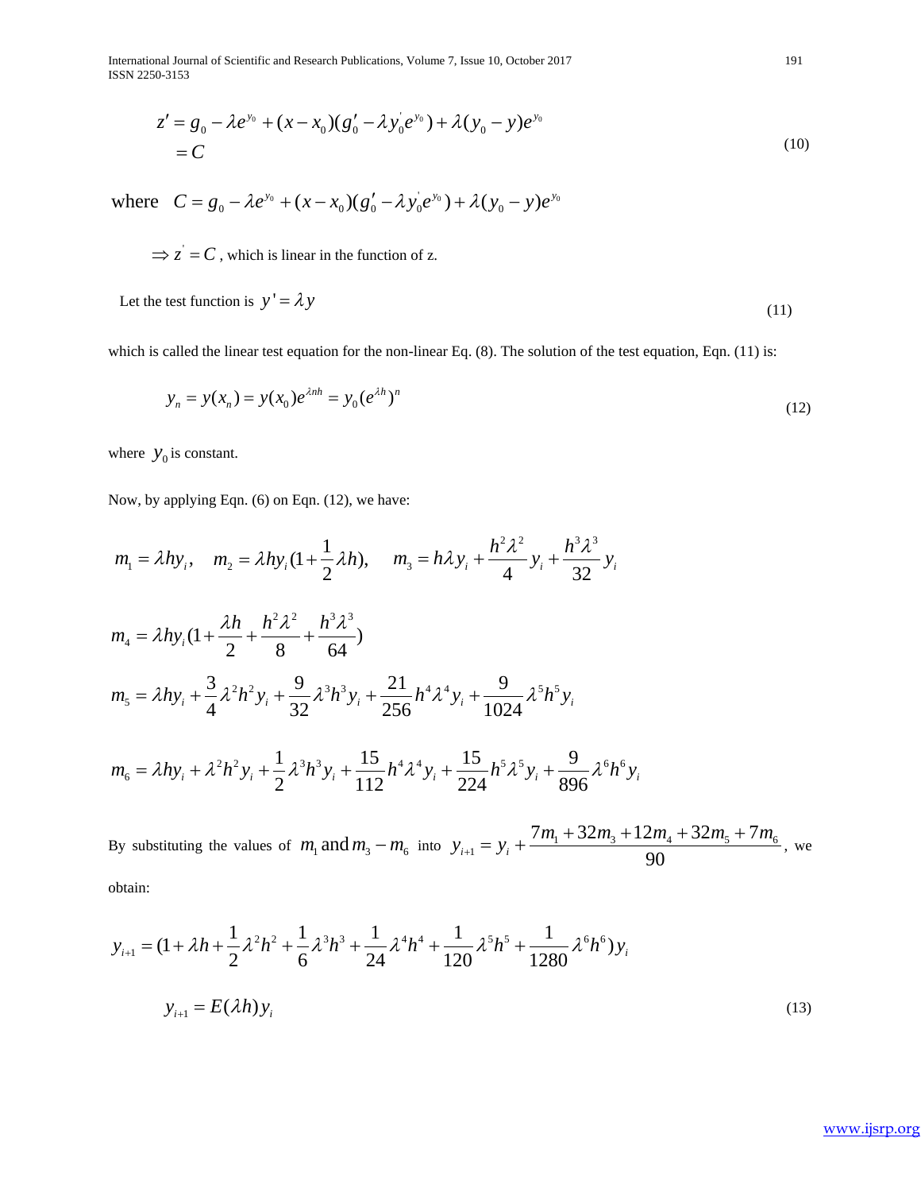$$
\begin{aligned}
z' &= g_0 - \lambda e^{y_0} + (x - x_0)(g_0' - \lambda y_0' e^{y_0}) + \lambda (y_0 - y) e^{y_0} \\
&= C
\end{aligned}
\tag{10}
$$

where $C = g_0 - \lambda e^{y_0} + (x - x_0)(g_0' - \lambda y_0' e^{y_0}) + \lambda (y_0 - y) e^{y_0}$

$\Rightarrow z' = C$, which is linear in the function of z.

Let the test function is $y' = \lambda y$

$$\tag{11}$$

which is called the linear test equation for the non-linear Eq. (8). The solution of the test equation, Eqn. (11) is:

$$
y_n = y(x_n) = y(x_0) e^{\lambda n h} = y_0 (e^{\lambda h})^n
\tag{12}
$$

where $y_0$ is constant.

Now, by applying Eqn. (6) on Eqn. (12), we have:

$$
m_1 = \lambda h y_i, \quad m_2 = \lambda h y_i (1 + \frac{1}{2}\lambda h), \quad m_3 = h\lambda y_i + \frac{h^2\lambda^2}{4} y_i + \frac{h^3\lambda^3}{32} y_i
$$

$$
m_4 = \lambda h y_i (1 + \frac{\lambda h}{2} + \frac{h^2\lambda^2}{8} + \frac{h^3\lambda^3}{64})
$$

$$
m_5 = \lambda h y_i + \frac{3}{4}\lambda^2 h^2 y_i + \frac{9}{32}\lambda^3 h^3 y_i + \frac{21}{256} h^4 \lambda^4 y_i + \frac{9}{1024}\lambda^5 h^5 y_i
$$

$$
m_6 = \lambda h y_i + \lambda^2 h^2 y_i + \frac{1}{2}\lambda^3 h^3 y_i + \frac{15}{112} h^4 \lambda^4 y_i + \frac{15}{224} h^5 \lambda^5 y_i + \frac{9}{896}\lambda^6 h^6 y_i
$$

By substituting the values of $m_1$ and $m_3 - m_6$ into $y_{i+1} = y_i + \dfrac{7m_1 + 32m_3 + 12m_4 + 32m_5 + 7m_6}{90}$, we obtain:

$$
y_{i+1} = (1 + \lambda h + \frac{1}{2}\lambda^2 h^2 + \frac{1}{6}\lambda^3 h^3 + \frac{1}{24}\lambda^4 h^4 + \frac{1}{120}\lambda^5 h^5 + \frac{1}{1280}\lambda^6 h^6) y_i
$$

$$
y_{i+1} = E(\lambda h) y_i
\tag{13}
$$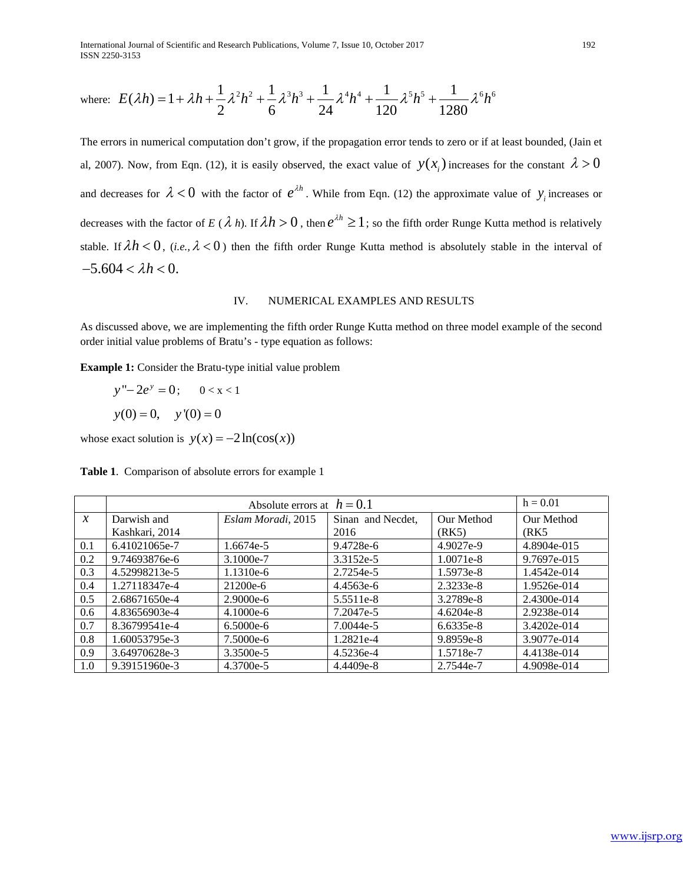where: $E(\lambda h) = 1 + \lambda h + \frac{1}{2}\lambda^2 h^2 + \frac{1}{6}\lambda^3 h^3 + \frac{1}{24}\lambda^4 h^4 + \frac{1}{120}\lambda^5 h^5 + \frac{1}{1280}\lambda^6 h^6$

The errors in numerical computation don't grow, if the propagation error tends to zero or if at least bounded, (Jain et al, 2007). Now, from Eqn. (12), it is easily observed, the exact value of $y(x_i)$ increases for the constant $\lambda > 0$ and decreases for $\lambda < 0$ with the factor of $e^{\lambda h}$. While from Eqn. (12) the approximate value of $y_i$ increases or decreases with the factor of $E(\lambda h)$. If $\lambda h > 0$, then $e^{\lambda h} \geq 1$; so the fifth order Runge Kutta method is relatively stable. If $\lambda h < 0$, (*i.e.,* $\lambda < 0$) then the fifth order Runge Kutta method is absolutely stable in the interval of $-5.604 < \lambda h < 0.$

## IV. NUMERICAL EXAMPLES AND RESULTS

As discussed above, we are implementing the fifth order Runge Kutta method on three model example of the second order initial value problems of Bratu's - type equation as follows:

**Example 1:** Consider the Bratu-type initial value problem

$$y'' - 2e^y = 0; \quad 0 < x < 1$$

$$y(0) = 0, \quad y'(0) = 0$$

whose exact solution is $y(x) = -2\ln(\cos(x))$

**Table 1**. Comparison of absolute errors for example 1

| | Absolute errors at $h = 0.1$ | | | | h = 0.01 |
|---|---|---|---|---|---|
| $x$ | Darwish and Kashkari, 2014 | *Eslam Moradi*, 2015 | Sinan and Necdet, 2016 | Our Method (RK5) | Our Method (RK5 |
| 0.1 | 6.41021065e-7 | 1.6674e-5 | 9.4728e-6 | 4.9027e-9 | 4.8904e-015 |
| 0.2 | 9.74693876e-6 | 3.1000e-7 | 3.3152e-5 | 1.0071e-8 | 9.7697e-015 |
| 0.3 | 4.52998213e-5 | 1.1310e-6 | 2.7254e-5 | 1.5973e-8 | 1.4542e-014 |
| 0.4 | 1.27118347e-4 | 21200e-6 | 4.4563e-6 | 2.3233e-8 | 1.9526e-014 |
| 0.5 | 2.68671650e-4 | 2.9000e-6 | 5.5511e-8 | 3.2789e-8 | 2.4300e-014 |
| 0.6 | 4.83656903e-4 | 4.1000e-6 | 7.2047e-5 | 4.6204e-8 | 2.9238e-014 |
| 0.7 | 8.36799541e-4 | 6.5000e-6 | 7.0044e-5 | 6.6335e-8 | 3.4202e-014 |
| 0.8 | 1.60053795e-3 | 7.5000e-6 | 1.2821e-4 | 9.8959e-8 | 3.9077e-014 |
| 0.9 | 3.64970628e-3 | 3.3500e-5 | 4.5236e-4 | 1.5718e-7 | 4.4138e-014 |
| 1.0 | 9.39151960e-3 | 4.3700e-5 | 4.4409e-8 | 2.7544e-7 | 4.9098e-014 |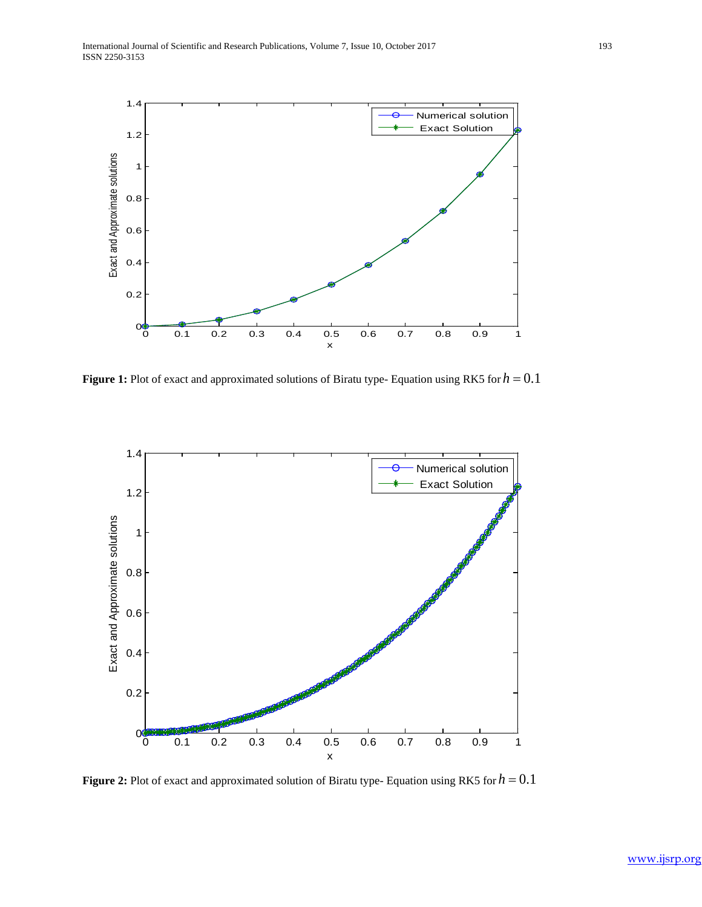**Figure 1:** Plot of exact and approximated solutions of Biratu type- Equation using RK5 for $h = 0.1$

**Figure 2:** Plot of exact and approximated solution of Biratu type- Equation using RK5 for $h = 0.1$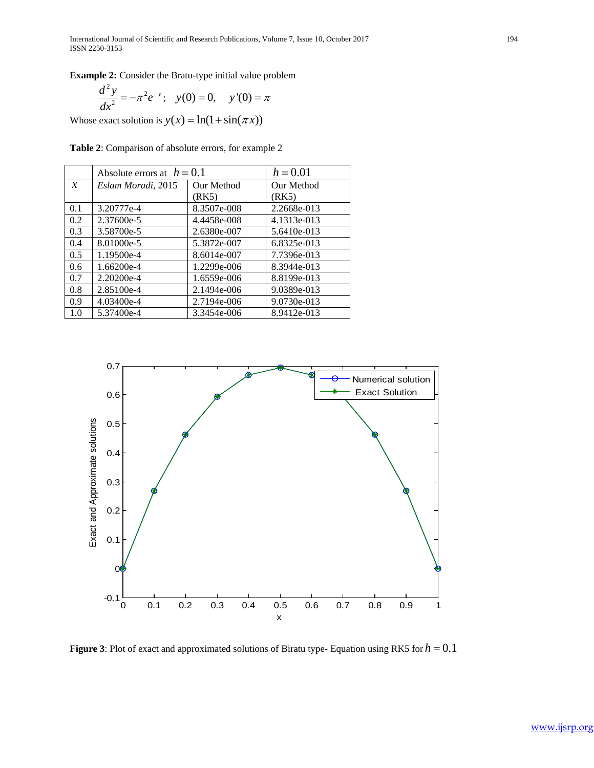**Example 2:** Consider the Bratu-type initial value problem

$$\frac{d^2y}{dx^2} = -\pi^2 e^{-y}; \quad y(0) = 0, \quad y'(0) = \pi$$

Whose exact solution is $y(x) = \ln(1 + \sin(\pi x))$

**Table 2**: Comparison of absolute errors, for example 2

| | Absolute errors at $h = 0.1$ | | $h = 0.01$ |
|---|---|---|---|
| $x$ | *Eslam Moradi*, 2015 | Our Method (RK5) | Our Method (RK5) |
| 0.1 | 3.20777e-4 | 8.3507e-008 | 2.2668e-013 |
| 0.2 | 2.37600e-5 | 4.4458e-008 | 4.1313e-013 |
| 0.3 | 3.58700e-5 | 2.6380e-007 | 5.6410e-013 |
| 0.4 | 8.01000e-5 | 5.3872e-007 | 6.8325e-013 |
| 0.5 | 1.19500e-4 | 8.6014e-007 | 7.7396e-013 |
| 0.6 | 1.66200e-4 | 1.2299e-006 | 8.3944e-013 |
| 0.7 | 2.20200e-4 | 1.6559e-006 | 8.8199e-013 |
| 0.8 | 2.85100e-4 | 2.1494e-006 | 9.0389e-013 |
| 0.9 | 4.03400e-4 | 2.7194e-006 | 9.0730e-013 |
| 1.0 | 5.37400e-4 | 3.3454e-006 | 8.9412e-013 |

**Figure 3**: Plot of exact and approximated solutions of Biratu type- Equation using RK5 for $h = 0.1$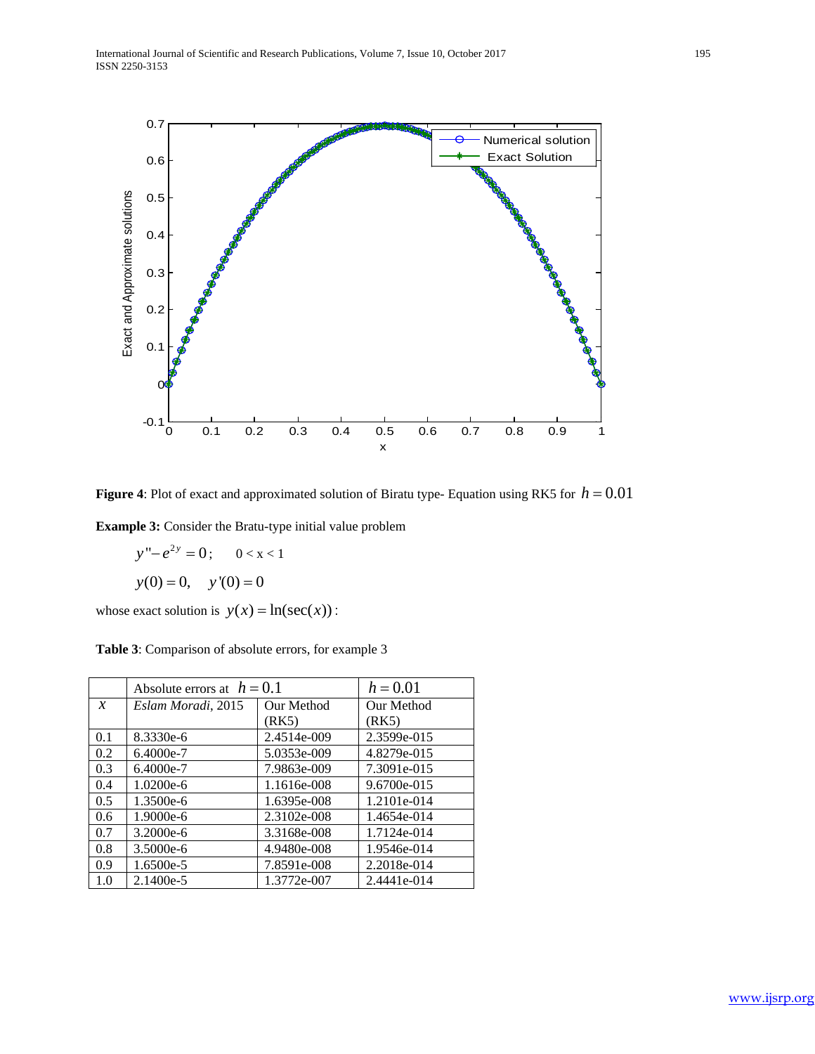**Figure 4**: Plot of exact and approximated solution of Biratu type- Equation using RK5 for $h = 0.01$

**Example 3:** Consider the Bratu-type initial value problem

$$y'' - e^{2y} = 0; \quad 0 < x < 1$$

$$y(0) = 0, \quad y'(0) = 0$$

whose exact solution is $y(x) = \ln(\sec(x))$:

**Table 3**: Comparison of absolute errors, for example 3

| | Absolute errors at $h = 0.1$ | | $h = 0.01$ |
|---|---|---|---|
| $x$ | *Eslam Moradi*, 2015 | Our Method (RK5) | Our Method (RK5) |
| 0.1 | 8.3330e-6 | 2.4514e-009 | 2.3599e-015 |
| 0.2 | 6.4000e-7 | 5.0353e-009 | 4.8279e-015 |
| 0.3 | 6.4000e-7 | 7.9863e-009 | 7.3091e-015 |
| 0.4 | 1.0200e-6 | 1.1616e-008 | 9.6700e-015 |
| 0.5 | 1.3500e-6 | 1.6395e-008 | 1.2101e-014 |
| 0.6 | 1.9000e-6 | 2.3102e-008 | 1.4654e-014 |
| 0.7 | 3.2000e-6 | 3.3168e-008 | 1.7124e-014 |
| 0.8 | 3.5000e-6 | 4.9480e-008 | 1.9546e-014 |
| 0.9 | 1.6500e-5 | 7.8591e-008 | 2.2018e-014 |
| 1.0 | 2.1400e-5 | 1.3772e-007 | 2.4441e-014 |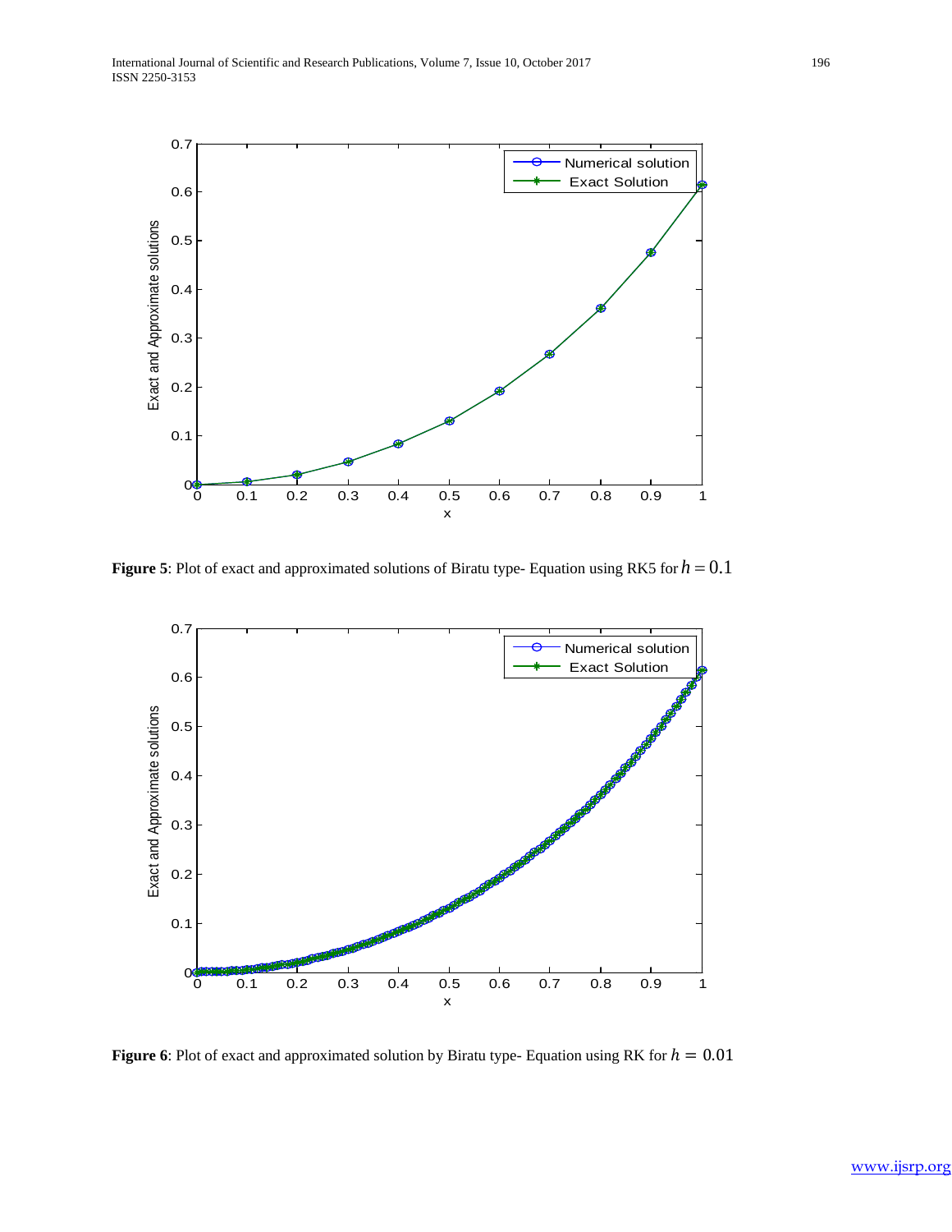**Figure 5**: Plot of exact and approximated solutions of Biratu type- Equation using RK5 for $h = 0.1$

**Figure 6**: Plot of exact and approximated solution by Biratu type- Equation using RK for $h = 0.01$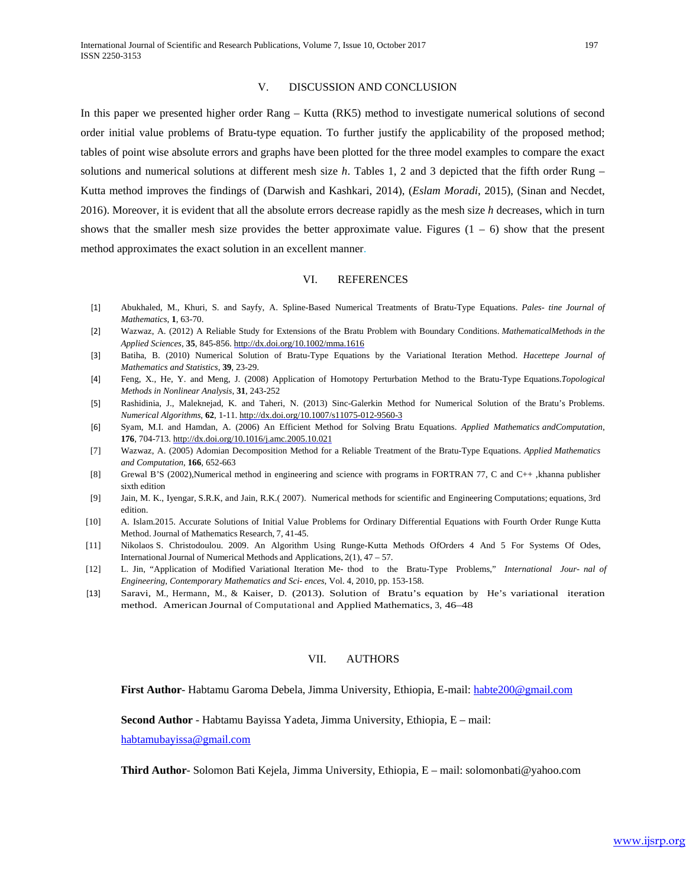## V. DISCUSSION AND CONCLUSION

In this paper we presented higher order Rang – Kutta (RK5) method to investigate numerical solutions of second order initial value problems of Bratu-type equation. To further justify the applicability of the proposed method; tables of point wise absolute errors and graphs have been plotted for the three model examples to compare the exact solutions and numerical solutions at different mesh size $h$. Tables 1, 2 and 3 depicted that the fifth order Rung – Kutta method improves the findings of (Darwish and Kashkari, 2014), (*Eslam Moradi*, 2015), (Sinan and Necdet, 2016). Moreover, it is evident that all the absolute errors decrease rapidly as the mesh size $h$ decreases, which in turn shows that the smaller mesh size provides the better approximate value. Figures (1 – 6) show that the present method approximates the exact solution in an excellent manner.

## VI. REFERENCES

[1] Abukhaled, M., Khuri, S. and Sayfy, A. Spline-Based Numerical Treatments of Bratu-Type Equations. *Pales- tine Journal of Mathematics*, **1**, 63-70.

[2] Wazwaz, A. (2012) A Reliable Study for Extensions of the Bratu Problem with Boundary Conditions. *MathematicalMethods in the Applied Sciences*, **35**, 845-856. http://dx.doi.org/10.1002/mma.1616

[3] Batiha, B. (2010) Numerical Solution of Bratu-Type Equations by the Variational Iteration Method. *Hacettepe Journal of Mathematics and Statistics*, **39**, 23-29.

[4] Feng, X., He, Y. and Meng, J. (2008) Application of Homotopy Perturbation Method to the Bratu-Type Equations.*Topological Methods in Nonlinear Analysis*, **31**, 243-252

[5] Rashidinia, J., Maleknejad, K. and Taheri, N. (2013) Sinc-Galerkin Method for Numerical Solution of the Bratu's Problems. *Numerical Algorithms*, **62**, 1-11. http://dx.doi.org/10.1007/s11075-012-9560-3

[6] Syam, M.I. and Hamdan, A. (2006) An Efficient Method for Solving Bratu Equations. *Applied Mathematics andComputation*, **176**, 704-713. http://dx.doi.org/10.1016/j.amc.2005.10.021

[7] Wazwaz, A. (2005) Adomian Decomposition Method for a Reliable Treatment of the Bratu-Type Equations. *Applied Mathematics and Computation*, **166**, 652-663

[8] Grewal B'S (2002),Numerical method in engineering and science with programs in FORTRAN 77, C and C++ ,khanna publisher sixth edition

[9] Jain, M. K., Iyengar, S.R.K, and Jain, R.K.( 2007). Numerical methods for scientific and Engineering Computations; equations, 3rd edition.

[10] A. Islam.2015. Accurate Solutions of Initial Value Problems for Ordinary Differential Equations with Fourth Order Runge Kutta Method. Journal of Mathematics Research, 7, 41-45.

[11] Nikolaos S. Christodoulou. 2009. An Algorithm Using Runge-Kutta Methods OfOrders 4 And 5 For Systems Of Odes, International Journal of Numerical Methods and Applications, 2(1), 47 – 57.

[12] L. Jin, "Application of Modified Variational Iteration Me- thod to the Bratu-Type Problems," *International Jour- nal of Engineering, Contemporary Mathematics and Sci- ences*, Vol. 4, 2010, pp. 153-158.

[13] Saravi, M., Hermann, M., & Kaiser, D. (2013). Solution of Bratu's equation by He's variational iteration method. American Journal of Computational and Applied Mathematics, 3, 46–48

## VII. AUTHORS

**First Author**- Habtamu Garoma Debela, Jimma University, Ethiopia, E-mail: habte200@gmail.com

**Second Author** - Habtamu Bayissa Yadeta, Jimma University, Ethiopia, E – mail: habtamubayissa@gmail.com

**Third Author**- Solomon Bati Kejela, Jimma University, Ethiopia, E – mail: solomonbati@yahoo.com